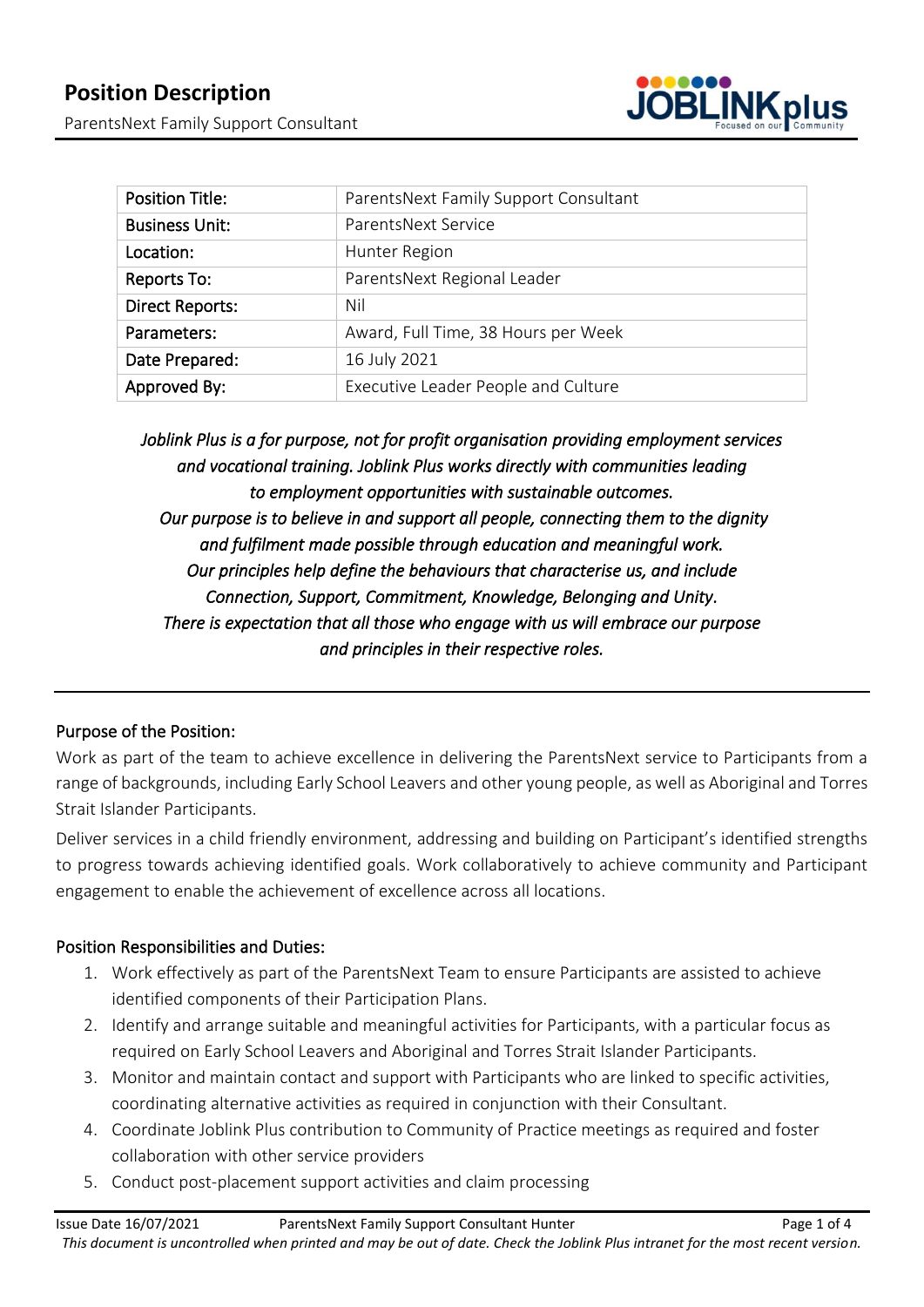# Position Description

ParentsNext Family Support Consultant

| Position Title: | ParentsNext Family Support Consultant |
|---|---|
| Business Unit: | ParentsNext Service |
| Location: | Hunter Region |
| Reports To: | ParentsNext Regional Leader |
| Direct Reports: | Nil |
| Parameters: | Award, Full Time, 38 Hours per Week |
| Date Prepared: | 16 July 2021 |
| Approved By: | Executive Leader People and Culture |

*Joblink Plus is a for purpose, not for profit organisation providing employment services and vocational training. Joblink Plus works directly with communities leading to employment opportunities with sustainable outcomes. Our purpose is to believe in and support all people, connecting them to the dignity and fulfilment made possible through education and meaningful work. Our principles help define the behaviours that characterise us, and include Connection, Support, Commitment, Knowledge, Belonging and Unity. There is expectation that all those who engage with us will embrace our purpose and principles in their respective roles.*

## Purpose of the Position:

Work as part of the team to achieve excellence in delivering the ParentsNext service to Participants from a range of backgrounds, including Early School Leavers and other young people, as well as Aboriginal and Torres Strait Islander Participants.

Deliver services in a child friendly environment, addressing and building on Participant's identified strengths to progress towards achieving identified goals. Work collaboratively to achieve community and Participant engagement to enable the achievement of excellence across all locations.

## Position Responsibilities and Duties:

1. Work effectively as part of the ParentsNext Team to ensure Participants are assisted to achieve identified components of their Participation Plans.
2. Identify and arrange suitable and meaningful activities for Participants, with a particular focus as required on Early School Leavers and Aboriginal and Torres Strait Islander Participants.
3. Monitor and maintain contact and support with Participants who are linked to specific activities, coordinating alternative activities as required in conjunction with their Consultant.
4. Coordinate Joblink Plus contribution to Community of Practice meetings as required and foster collaboration with other service providers
5. Conduct post-placement support activities and claim processing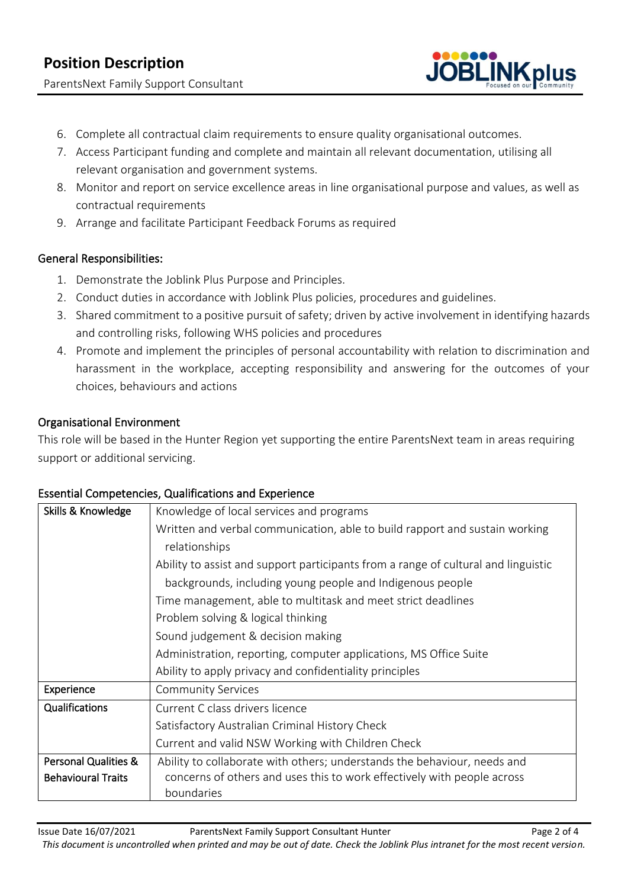6. Complete all contractual claim requirements to ensure quality organisational outcomes.
7. Access Participant funding and complete and maintain all relevant documentation, utilising all relevant organisation and government systems.
8. Monitor and report on service excellence areas in line organisational purpose and values, as well as contractual requirements
9. Arrange and facilitate Participant Feedback Forums as required

## General Responsibilities:

1. Demonstrate the Joblink Plus Purpose and Principles.
2. Conduct duties in accordance with Joblink Plus policies, procedures and guidelines.
3. Shared commitment to a positive pursuit of safety; driven by active involvement in identifying hazards and controlling risks, following WHS policies and procedures
4. Promote and implement the principles of personal accountability with relation to discrimination and harassment in the workplace, accepting responsibility and answering for the outcomes of your choices, behaviours and actions

## Organisational Environment

This role will be based in the Hunter Region yet supporting the entire ParentsNext team in areas requiring support or additional servicing.

## Essential Competencies, Qualifications and Experience

| | |
|---|---|
| Skills & Knowledge | Knowledge of local services and programs<br>Written and verbal communication, able to build rapport and sustain working relationships<br>Ability to assist and support participants from a range of cultural and linguistic backgrounds, including young people and Indigenous people<br>Time management, able to multitask and meet strict deadlines<br>Problem solving & logical thinking<br>Sound judgement & decision making<br>Administration, reporting, computer applications, MS Office Suite<br>Ability to apply privacy and confidentiality principles |
| Experience | Community Services |
| Qualifications | Current C class drivers licence<br>Satisfactory Australian Criminal History Check<br>Current and valid NSW Working with Children Check |
| Personal Qualities & Behavioural Traits | Ability to collaborate with others; understands the behaviour, needs and concerns of others and uses this to work effectively with people across boundaries |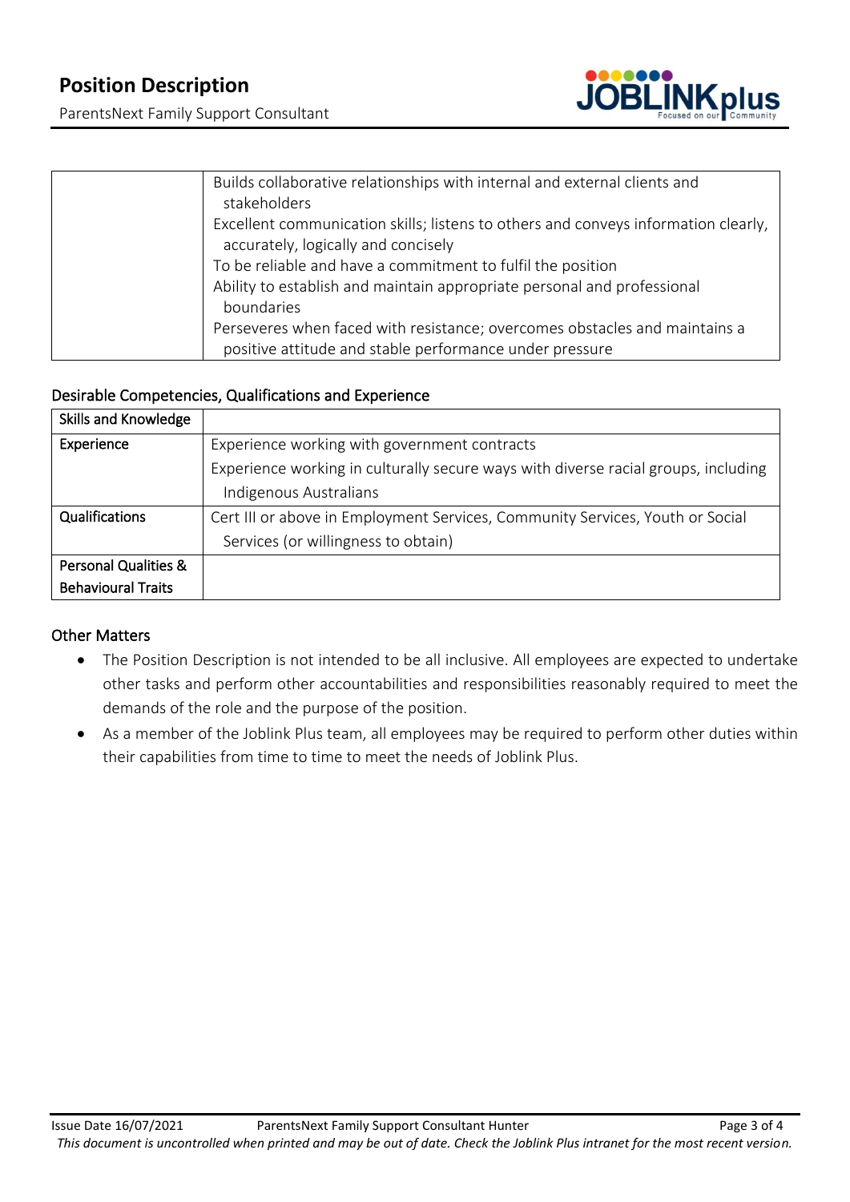| | |
|---|---|
| | Builds collaborative relationships with internal and external clients and stakeholders<br>Excellent communication skills; listens to others and conveys information clearly, accurately, logically and concisely<br>To be reliable and have a commitment to fulfil the position<br>Ability to establish and maintain appropriate personal and professional boundaries<br>Perseveres when faced with resistance; overcomes obstacles and maintains a positive attitude and stable performance under pressure |

## Desirable Competencies, Qualifications and Experience

| | |
|---|---|
| **Skills and Knowledge** | |
| **Experience** | Experience working with government contracts<br>Experience working in culturally secure ways with diverse racial groups, including Indigenous Australians |
| **Qualifications** | Cert III or above in Employment Services, Community Services, Youth or Social Services (or willingness to obtain) |
| **Personal Qualities & Behavioural Traits** | |

## Other Matters

- The Position Description is not intended to be all inclusive. All employees are expected to undertake other tasks and perform other accountabilities and responsibilities reasonably required to meet the demands of the role and the purpose of the position.
- As a member of the Joblink Plus team, all employees may be required to perform other duties within their capabilities from time to time to meet the needs of Joblink Plus.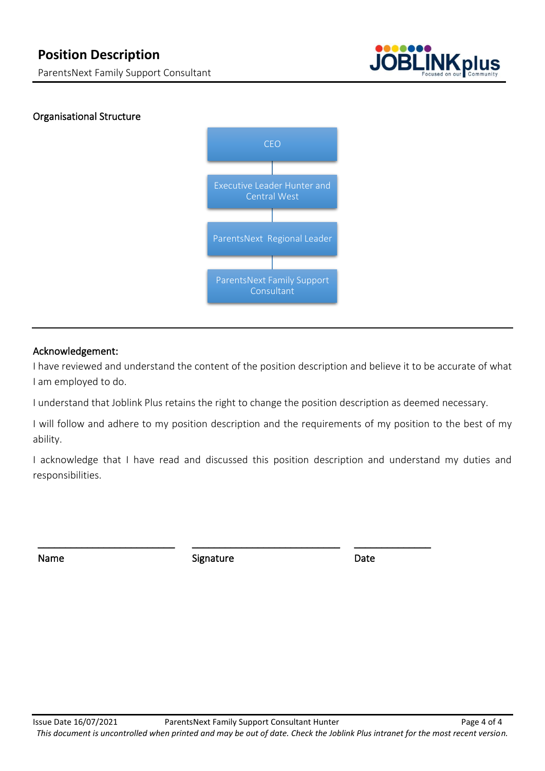## Organisational Structure

CEO

Executive Leader Hunter and Central West

ParentsNext Regional Leader

ParentsNext Family Support Consultant

---

**Acknowledgement:**

I have reviewed and understand the content of the position description and believe it to be accurate of what I am employed to do.

I understand that Joblink Plus retains the right to change the position description as deemed necessary.

I will follow and adhere to my position description and the requirements of my position to the best of my ability.

I acknowledge that I have read and discussed this position description and understand my duties and responsibilities.

| Name | Signature | Date |
|---|---|---|
| ______________________ | ______________________ | ____________ |